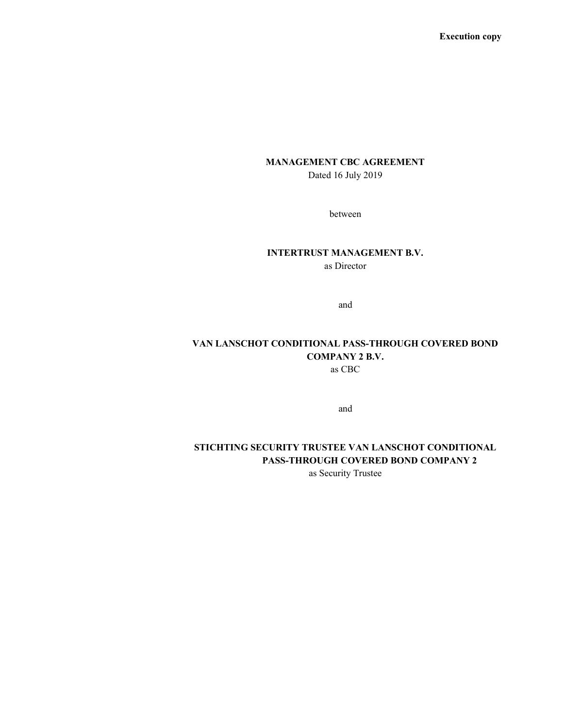**Execution copy**

**MANAGEMENT CBC AGREEMENT**

Dated 16 July 2019

between

**INTERTRUST MANAGEMENT B.V.**

as Director

and

**VAN LANSCHOT CONDITIONAL PASS-THROUGH COVERED BOND COMPANY 2 B.V.**

as CBC

and

**STICHTING SECURITY TRUSTEE VAN LANSCHOT CONDITIONAL PASS-THROUGH COVERED BOND COMPANY 2**

as Security Trustee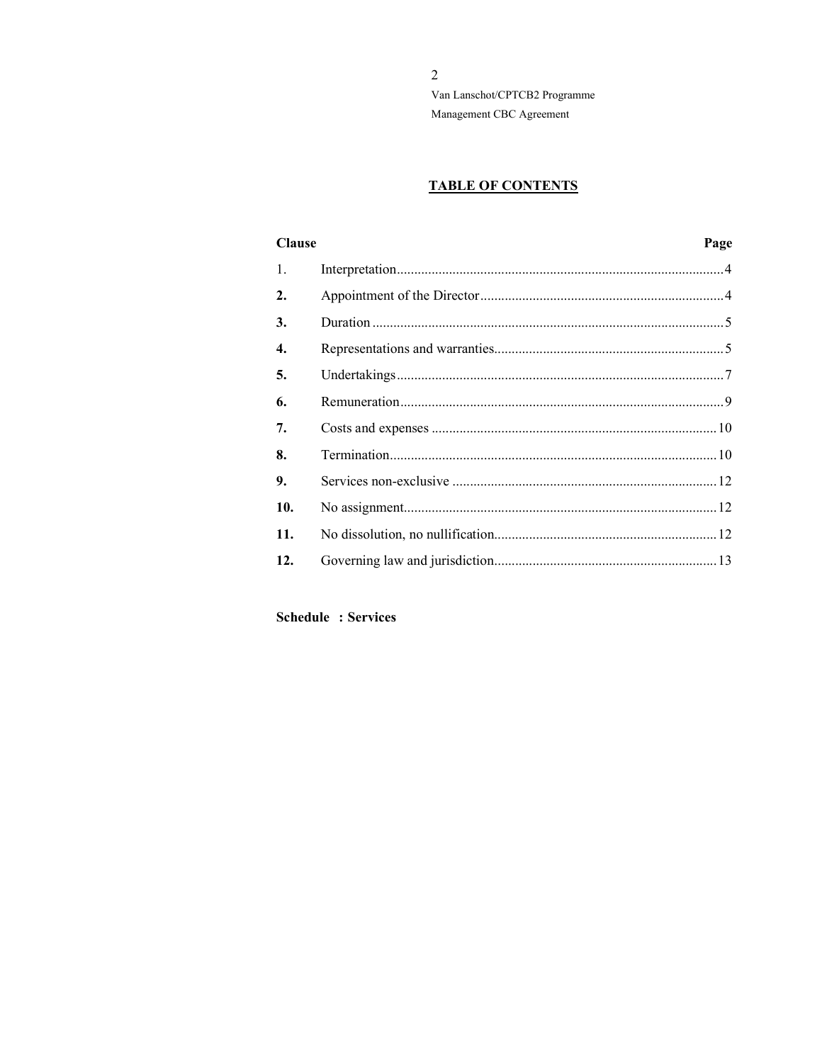## TABLE OF CONTENTS

| Clause | | Page |
|---|---|---|
| 1. | Interpretation | 4 |
| 2. | Appointment of the Director | 4 |
| 3. | Duration | 5 |
| 4. | Representations and warranties | 5 |
| 5. | Undertakings | 7 |
| 6. | Remuneration | 9 |
| 7. | Costs and expenses | 10 |
| 8. | Termination | 10 |
| 9. | Services non-exclusive | 12 |
| 10. | No assignment | 12 |
| 11. | No dissolution, no nullification | 12 |
| 12. | Governing law and jurisdiction | 13 |

**Schedule : Services**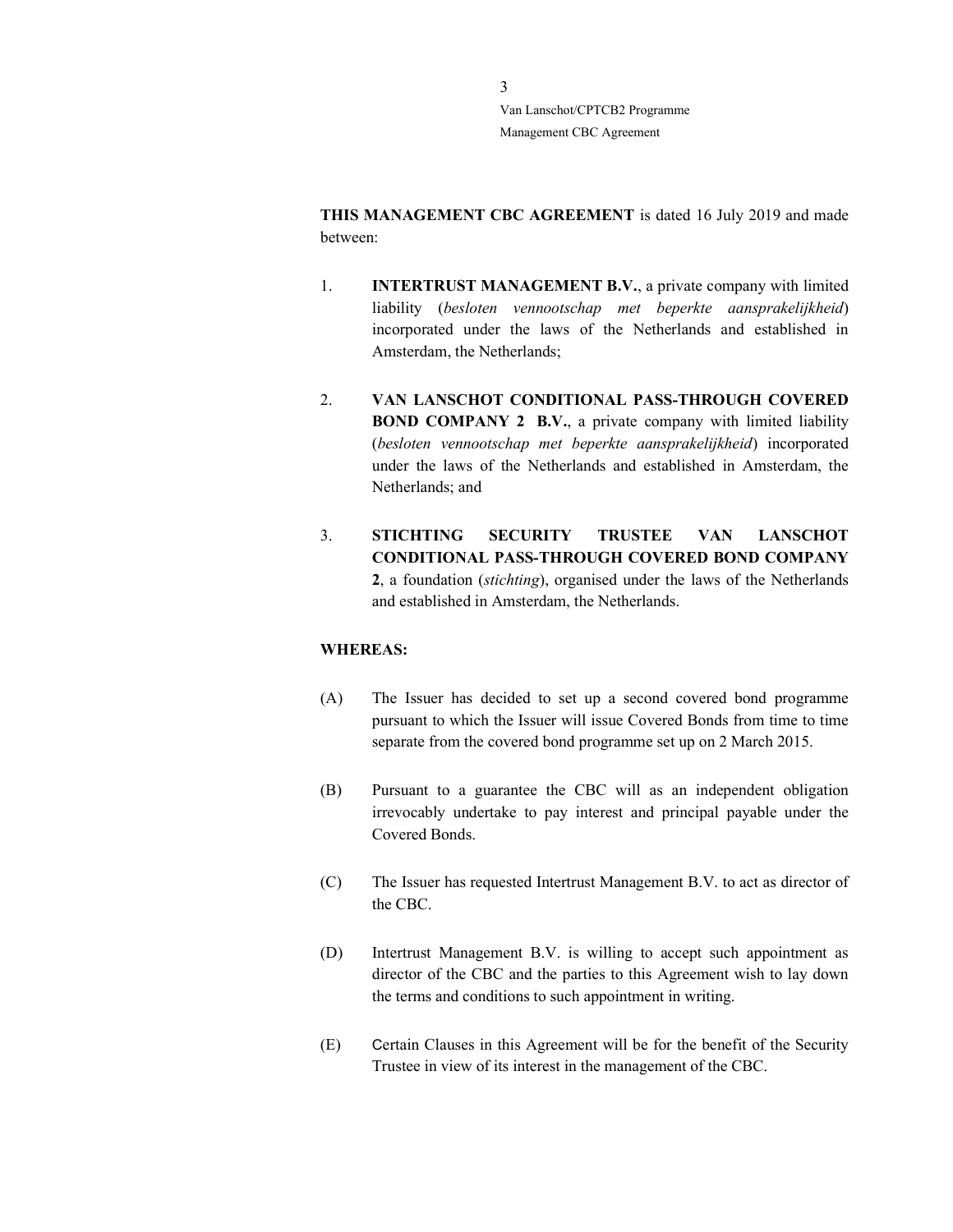**THIS MANAGEMENT CBC AGREEMENT** is dated 16 July 2019 and made between:

1. **INTERTRUST MANAGEMENT B.V.**, a private company with limited liability (*besloten vennootschap met beperkte aansprakelijkheid*) incorporated under the laws of the Netherlands and established in Amsterdam, the Netherlands;

2. **VAN LANSCHOT CONDITIONAL PASS-THROUGH COVERED BOND COMPANY 2 B.V.**, a private company with limited liability (*besloten vennootschap met beperkte aansprakelijkheid*) incorporated under the laws of the Netherlands and established in Amsterdam, the Netherlands; and

3. **STICHTING SECURITY TRUSTEE VAN LANSCHOT CONDITIONAL PASS-THROUGH COVERED BOND COMPANY 2**, a foundation (*stichting*), organised under the laws of the Netherlands and established in Amsterdam, the Netherlands.

**WHEREAS:**

(A) The Issuer has decided to set up a second covered bond programme pursuant to which the Issuer will issue Covered Bonds from time to time separate from the covered bond programme set up on 2 March 2015.

(B) Pursuant to a guarantee the CBC will as an independent obligation irrevocably undertake to pay interest and principal payable under the Covered Bonds.

(C) The Issuer has requested Intertrust Management B.V. to act as director of the CBC.

(D) Intertrust Management B.V. is willing to accept such appointment as director of the CBC and the parties to this Agreement wish to lay down the terms and conditions to such appointment in writing.

(E) Certain Clauses in this Agreement will be for the benefit of the Security Trustee in view of its interest in the management of the CBC.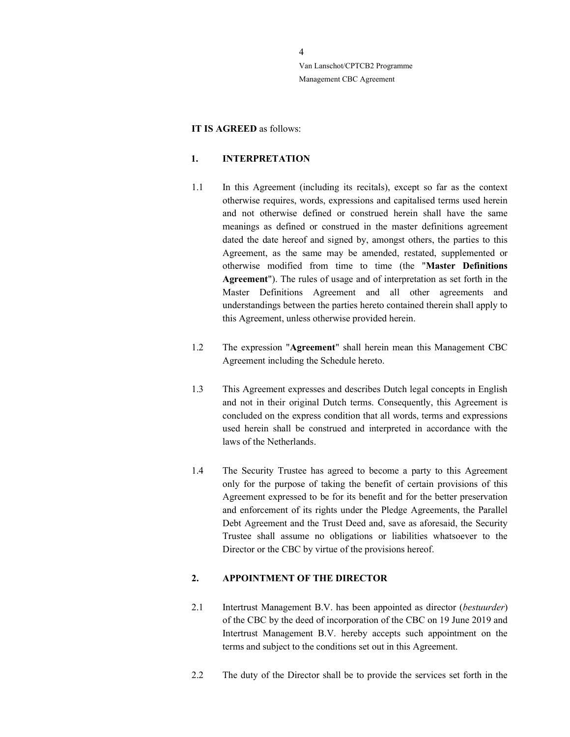**IT IS AGREED** as follows:

## 1. INTERPRETATION

1.1 In this Agreement (including its recitals), except so far as the context otherwise requires, words, expressions and capitalised terms used herein and not otherwise defined or construed herein shall have the same meanings as defined or construed in the master definitions agreement dated the date hereof and signed by, amongst others, the parties to this Agreement, as the same may be amended, restated, supplemented or otherwise modified from time to time (the "**Master Definitions Agreement**"). The rules of usage and of interpretation as set forth in the Master Definitions Agreement and all other agreements and understandings between the parties hereto contained therein shall apply to this Agreement, unless otherwise provided herein.

1.2 The expression "**Agreement**" shall herein mean this Management CBC Agreement including the Schedule hereto.

1.3 This Agreement expresses and describes Dutch legal concepts in English and not in their original Dutch terms. Consequently, this Agreement is concluded on the express condition that all words, terms and expressions used herein shall be construed and interpreted in accordance with the laws of the Netherlands.

1.4 The Security Trustee has agreed to become a party to this Agreement only for the purpose of taking the benefit of certain provisions of this Agreement expressed to be for its benefit and for the better preservation and enforcement of its rights under the Pledge Agreements, the Parallel Debt Agreement and the Trust Deed and, save as aforesaid, the Security Trustee shall assume no obligations or liabilities whatsoever to the Director or the CBC by virtue of the provisions hereof.

## 2. APPOINTMENT OF THE DIRECTOR

2.1 Intertrust Management B.V. has been appointed as director (*bestuurder*) of the CBC by the deed of incorporation of the CBC on 19 June 2019 and Intertrust Management B.V. hereby accepts such appointment on the terms and subject to the conditions set out in this Agreement.

2.2 The duty of the Director shall be to provide the services set forth in the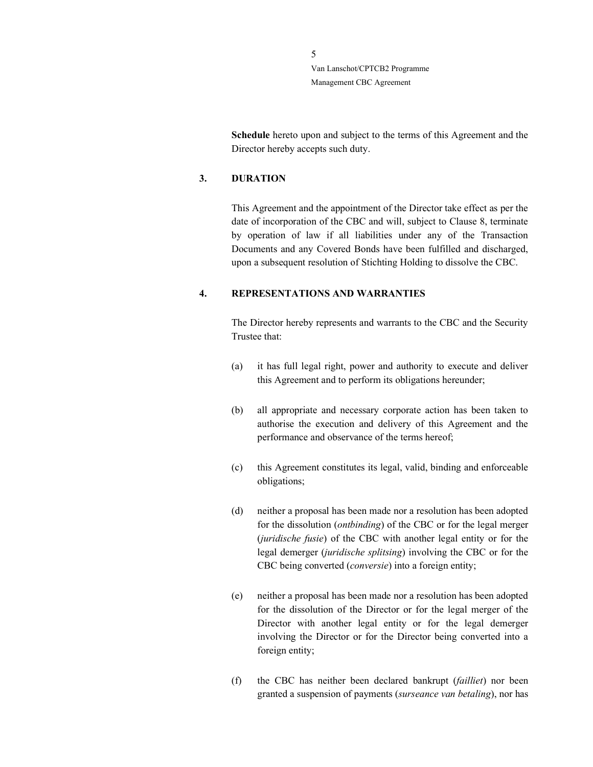**Schedule** hereto upon and subject to the terms of this Agreement and the Director hereby accepts such duty.

## 3. DURATION

This Agreement and the appointment of the Director take effect as per the date of incorporation of the CBC and will, subject to Clause 8, terminate by operation of law if all liabilities under any of the Transaction Documents and any Covered Bonds have been fulfilled and discharged, upon a subsequent resolution of Stichting Holding to dissolve the CBC.

## 4. REPRESENTATIONS AND WARRANTIES

The Director hereby represents and warrants to the CBC and the Security Trustee that:

(a) it has full legal right, power and authority to execute and deliver this Agreement and to perform its obligations hereunder;

(b) all appropriate and necessary corporate action has been taken to authorise the execution and delivery of this Agreement and the performance and observance of the terms hereof;

(c) this Agreement constitutes its legal, valid, binding and enforceable obligations;

(d) neither a proposal has been made nor a resolution has been adopted for the dissolution (*ontbinding*) of the CBC or for the legal merger (*juridische fusie*) of the CBC with another legal entity or for the legal demerger (*juridische splitsing*) involving the CBC or for the CBC being converted (*conversie*) into a foreign entity;

(e) neither a proposal has been made nor a resolution has been adopted for the dissolution of the Director or for the legal merger of the Director with another legal entity or for the legal demerger involving the Director or for the Director being converted into a foreign entity;

(f) the CBC has neither been declared bankrupt (*failliet*) nor been granted a suspension of payments (*surseance van betaling*), nor has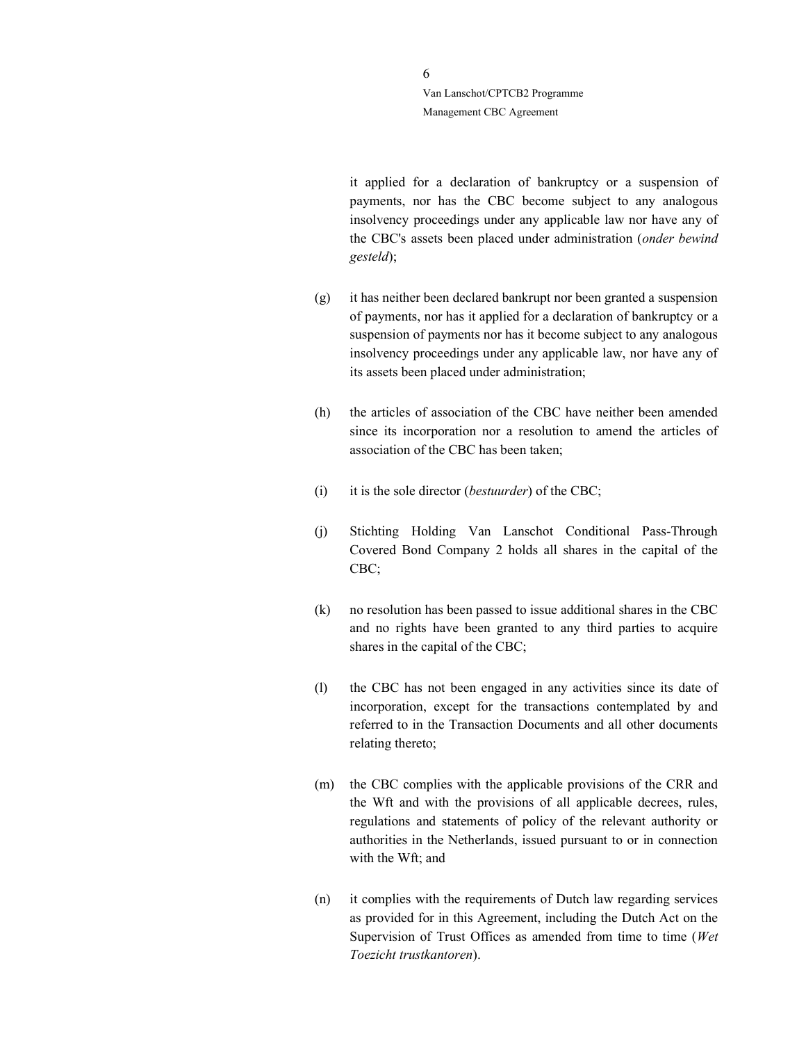it applied for a declaration of bankruptcy or a suspension of payments, nor has the CBC become subject to any analogous insolvency proceedings under any applicable law nor have any of the CBC's assets been placed under administration (*onder bewind gesteld*);

(g) it has neither been declared bankrupt nor been granted a suspension of payments, nor has it applied for a declaration of bankruptcy or a suspension of payments nor has it become subject to any analogous insolvency proceedings under any applicable law, nor have any of its assets been placed under administration;

(h) the articles of association of the CBC have neither been amended since its incorporation nor a resolution to amend the articles of association of the CBC has been taken;

(i) it is the sole director (*bestuurder*) of the CBC;

(j) Stichting Holding Van Lanschot Conditional Pass-Through Covered Bond Company 2 holds all shares in the capital of the CBC;

(k) no resolution has been passed to issue additional shares in the CBC and no rights have been granted to any third parties to acquire shares in the capital of the CBC;

(l) the CBC has not been engaged in any activities since its date of incorporation, except for the transactions contemplated by and referred to in the Transaction Documents and all other documents relating thereto;

(m) the CBC complies with the applicable provisions of the CRR and the Wft and with the provisions of all applicable decrees, rules, regulations and statements of policy of the relevant authority or authorities in the Netherlands, issued pursuant to or in connection with the Wft; and

(n) it complies with the requirements of Dutch law regarding services as provided for in this Agreement, including the Dutch Act on the Supervision of Trust Offices as amended from time to time (*Wet Toezicht trustkantoren*).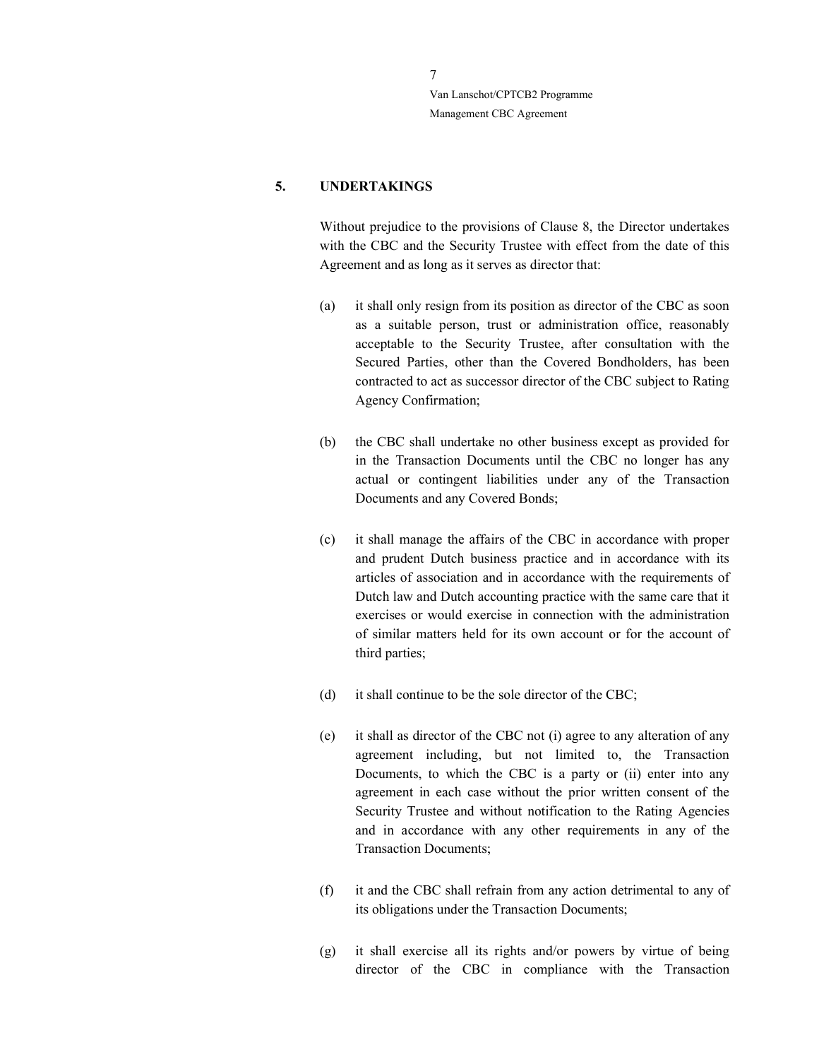## 5. UNDERTAKINGS

Without prejudice to the provisions of Clause 8, the Director undertakes with the CBC and the Security Trustee with effect from the date of this Agreement and as long as it serves as director that:

(a) it shall only resign from its position as director of the CBC as soon as a suitable person, trust or administration office, reasonably acceptable to the Security Trustee, after consultation with the Secured Parties, other than the Covered Bondholders, has been contracted to act as successor director of the CBC subject to Rating Agency Confirmation;

(b) the CBC shall undertake no other business except as provided for in the Transaction Documents until the CBC no longer has any actual or contingent liabilities under any of the Transaction Documents and any Covered Bonds;

(c) it shall manage the affairs of the CBC in accordance with proper and prudent Dutch business practice and in accordance with its articles of association and in accordance with the requirements of Dutch law and Dutch accounting practice with the same care that it exercises or would exercise in connection with the administration of similar matters held for its own account or for the account of third parties;

(d) it shall continue to be the sole director of the CBC;

(e) it shall as director of the CBC not (i) agree to any alteration of any agreement including, but not limited to, the Transaction Documents, to which the CBC is a party or (ii) enter into any agreement in each case without the prior written consent of the Security Trustee and without notification to the Rating Agencies and in accordance with any other requirements in any of the Transaction Documents;

(f) it and the CBC shall refrain from any action detrimental to any of its obligations under the Transaction Documents;

(g) it shall exercise all its rights and/or powers by virtue of being director of the CBC in compliance with the Transaction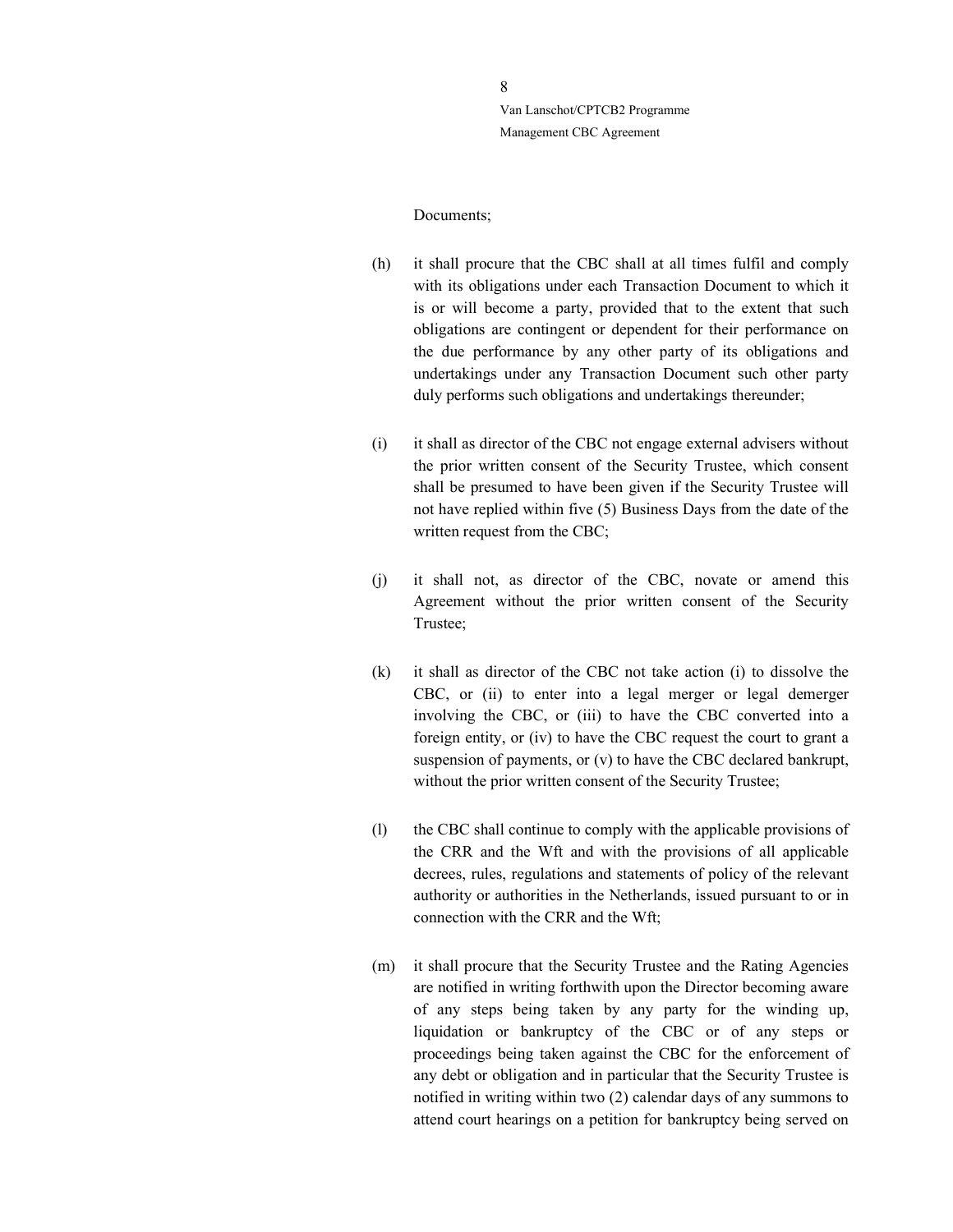Documents;

(h) it shall procure that the CBC shall at all times fulfil and comply with its obligations under each Transaction Document to which it is or will become a party, provided that to the extent that such obligations are contingent or dependent for their performance on the due performance by any other party of its obligations and undertakings under any Transaction Document such other party duly performs such obligations and undertakings thereunder;

(i) it shall as director of the CBC not engage external advisers without the prior written consent of the Security Trustee, which consent shall be presumed to have been given if the Security Trustee will not have replied within five (5) Business Days from the date of the written request from the CBC;

(j) it shall not, as director of the CBC, novate or amend this Agreement without the prior written consent of the Security Trustee;

(k) it shall as director of the CBC not take action (i) to dissolve the CBC, or (ii) to enter into a legal merger or legal demerger involving the CBC, or (iii) to have the CBC converted into a foreign entity, or (iv) to have the CBC request the court to grant a suspension of payments, or (v) to have the CBC declared bankrupt, without the prior written consent of the Security Trustee;

(l) the CBC shall continue to comply with the applicable provisions of the CRR and the Wft and with the provisions of all applicable decrees, rules, regulations and statements of policy of the relevant authority or authorities in the Netherlands, issued pursuant to or in connection with the CRR and the Wft;

(m) it shall procure that the Security Trustee and the Rating Agencies are notified in writing forthwith upon the Director becoming aware of any steps being taken by any party for the winding up, liquidation or bankruptcy of the CBC or of any steps or proceedings being taken against the CBC for the enforcement of any debt or obligation and in particular that the Security Trustee is notified in writing within two (2) calendar days of any summons to attend court hearings on a petition for bankruptcy being served on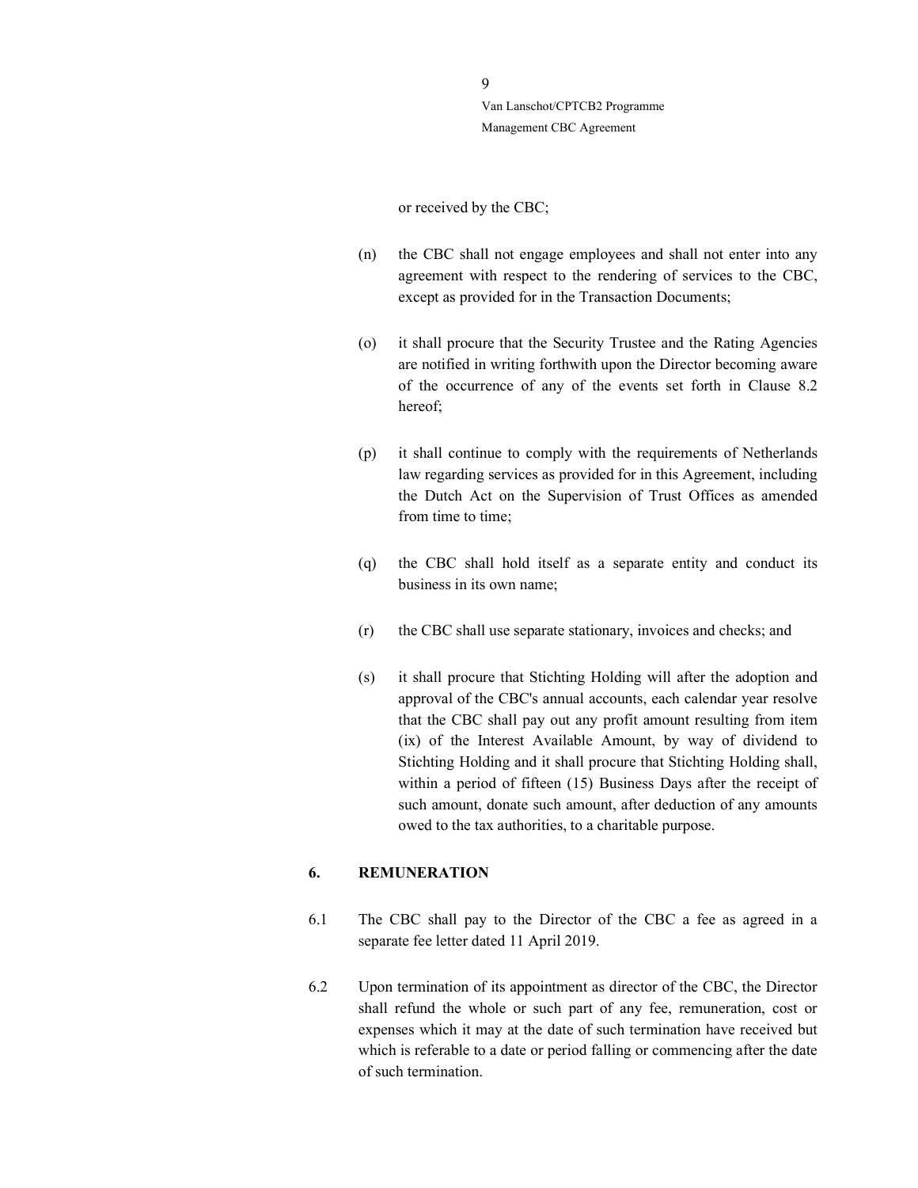or received by the CBC;

(n) the CBC shall not engage employees and shall not enter into any agreement with respect to the rendering of services to the CBC, except as provided for in the Transaction Documents;

(o) it shall procure that the Security Trustee and the Rating Agencies are notified in writing forthwith upon the Director becoming aware of the occurrence of any of the events set forth in Clause 8.2 hereof;

(p) it shall continue to comply with the requirements of Netherlands law regarding services as provided for in this Agreement, including the Dutch Act on the Supervision of Trust Offices as amended from time to time;

(q) the CBC shall hold itself as a separate entity and conduct its business in its own name;

(r) the CBC shall use separate stationary, invoices and checks; and

(s) it shall procure that Stichting Holding will after the adoption and approval of the CBC's annual accounts, each calendar year resolve that the CBC shall pay out any profit amount resulting from item (ix) of the Interest Available Amount, by way of dividend to Stichting Holding and it shall procure that Stichting Holding shall, within a period of fifteen (15) Business Days after the receipt of such amount, donate such amount, after deduction of any amounts owed to the tax authorities, to a charitable purpose.

## 6. REMUNERATION

6.1 The CBC shall pay to the Director of the CBC a fee as agreed in a separate fee letter dated 11 April 2019.

6.2 Upon termination of its appointment as director of the CBC, the Director shall refund the whole or such part of any fee, remuneration, cost or expenses which it may at the date of such termination have received but which is referable to a date or period falling or commencing after the date of such termination.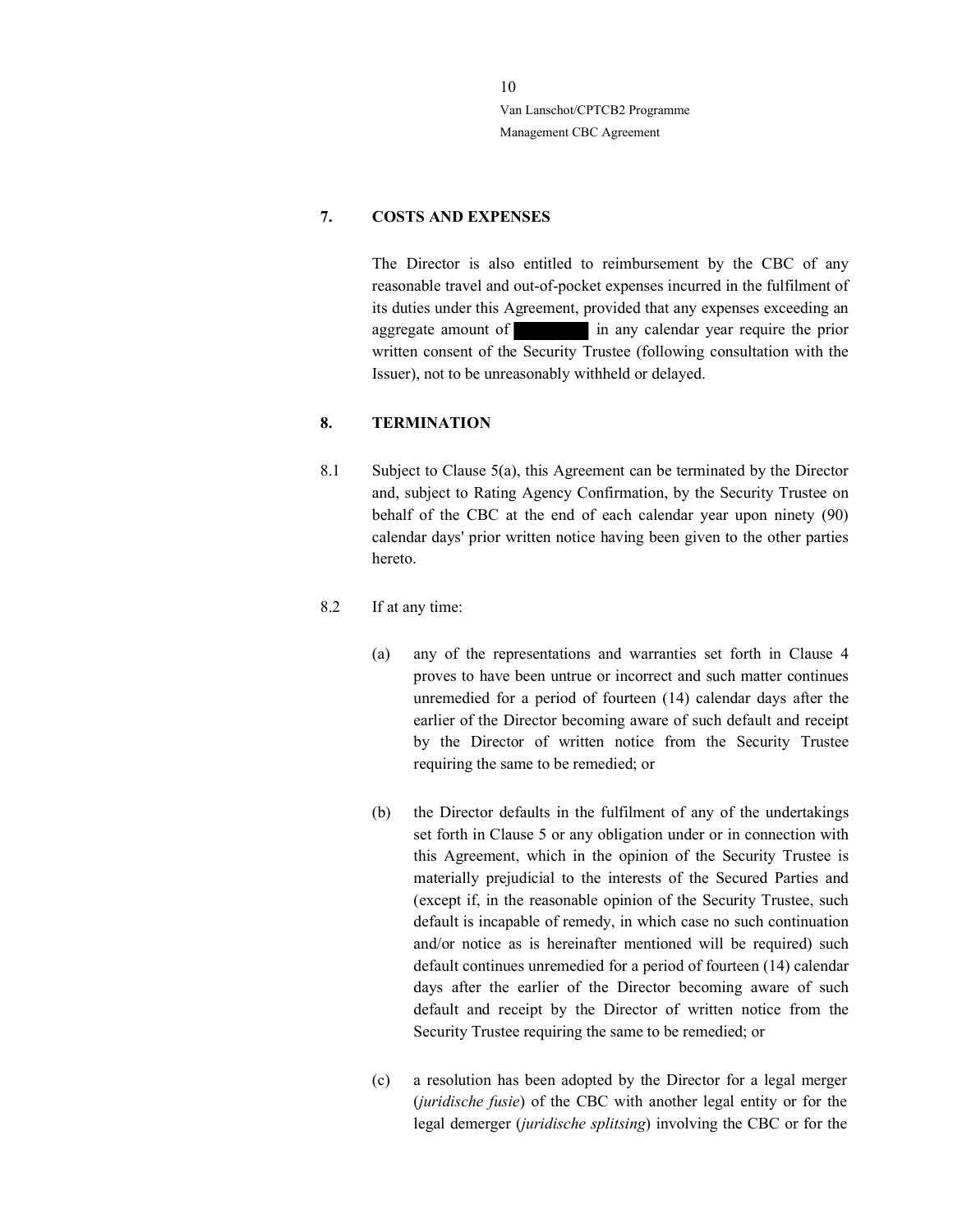## 7. COSTS AND EXPENSES

The Director is also entitled to reimbursement by the CBC of any reasonable travel and out-of-pocket expenses incurred in the fulfilment of its duties under this Agreement, provided that any expenses exceeding an aggregate amount of ██████ in any calendar year require the prior written consent of the Security Trustee (following consultation with the Issuer), not to be unreasonably withheld or delayed.

## 8. TERMINATION

8.1 Subject to Clause 5(a), this Agreement can be terminated by the Director and, subject to Rating Agency Confirmation, by the Security Trustee on behalf of the CBC at the end of each calendar year upon ninety (90) calendar days' prior written notice having been given to the other parties hereto.

8.2 If at any time:

(a) any of the representations and warranties set forth in Clause 4 proves to have been untrue or incorrect and such matter continues unremedied for a period of fourteen (14) calendar days after the earlier of the Director becoming aware of such default and receipt by the Director of written notice from the Security Trustee requiring the same to be remedied; or

(b) the Director defaults in the fulfilment of any of the undertakings set forth in Clause 5 or any obligation under or in connection with this Agreement, which in the opinion of the Security Trustee is materially prejudicial to the interests of the Secured Parties and (except if, in the reasonable opinion of the Security Trustee, such default is incapable of remedy, in which case no such continuation and/or notice as is hereinafter mentioned will be required) such default continues unremedied for a period of fourteen (14) calendar days after the earlier of the Director becoming aware of such default and receipt by the Director of written notice from the Security Trustee requiring the same to be remedied; or

(c) a resolution has been adopted by the Director for a legal merger (*juridische fusie*) of the CBC with another legal entity or for the legal demerger (*juridische splitsing*) involving the CBC or for the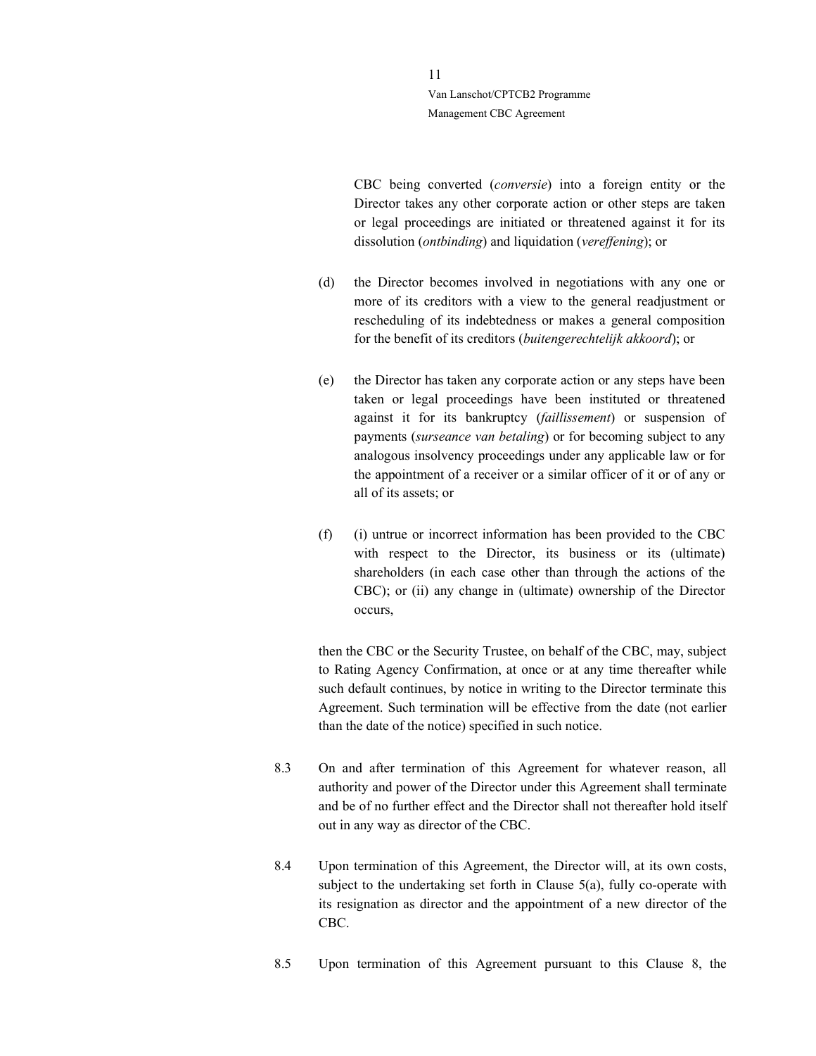CBC being converted (*conversie*) into a foreign entity or the Director takes any other corporate action or other steps are taken or legal proceedings are initiated or threatened against it for its dissolution (*ontbinding*) and liquidation (*vereffening*); or

(d) the Director becomes involved in negotiations with any one or more of its creditors with a view to the general readjustment or rescheduling of its indebtedness or makes a general composition for the benefit of its creditors (*buitengerechtelijk akkoord*); or

(e) the Director has taken any corporate action or any steps have been taken or legal proceedings have been instituted or threatened against it for its bankruptcy (*faillissement*) or suspension of payments (*surseance van betaling*) or for becoming subject to any analogous insolvency proceedings under any applicable law or for the appointment of a receiver or a similar officer of it or of any or all of its assets; or

(f) (i) untrue or incorrect information has been provided to the CBC with respect to the Director, its business or its (ultimate) shareholders (in each case other than through the actions of the CBC); or (ii) any change in (ultimate) ownership of the Director occurs,

then the CBC or the Security Trustee, on behalf of the CBC, may, subject to Rating Agency Confirmation, at once or at any time thereafter while such default continues, by notice in writing to the Director terminate this Agreement. Such termination will be effective from the date (not earlier than the date of the notice) specified in such notice.

8.3 On and after termination of this Agreement for whatever reason, all authority and power of the Director under this Agreement shall terminate and be of no further effect and the Director shall not thereafter hold itself out in any way as director of the CBC.

8.4 Upon termination of this Agreement, the Director will, at its own costs, subject to the undertaking set forth in Clause 5(a), fully co-operate with its resignation as director and the appointment of a new director of the CBC.

8.5 Upon termination of this Agreement pursuant to this Clause 8, the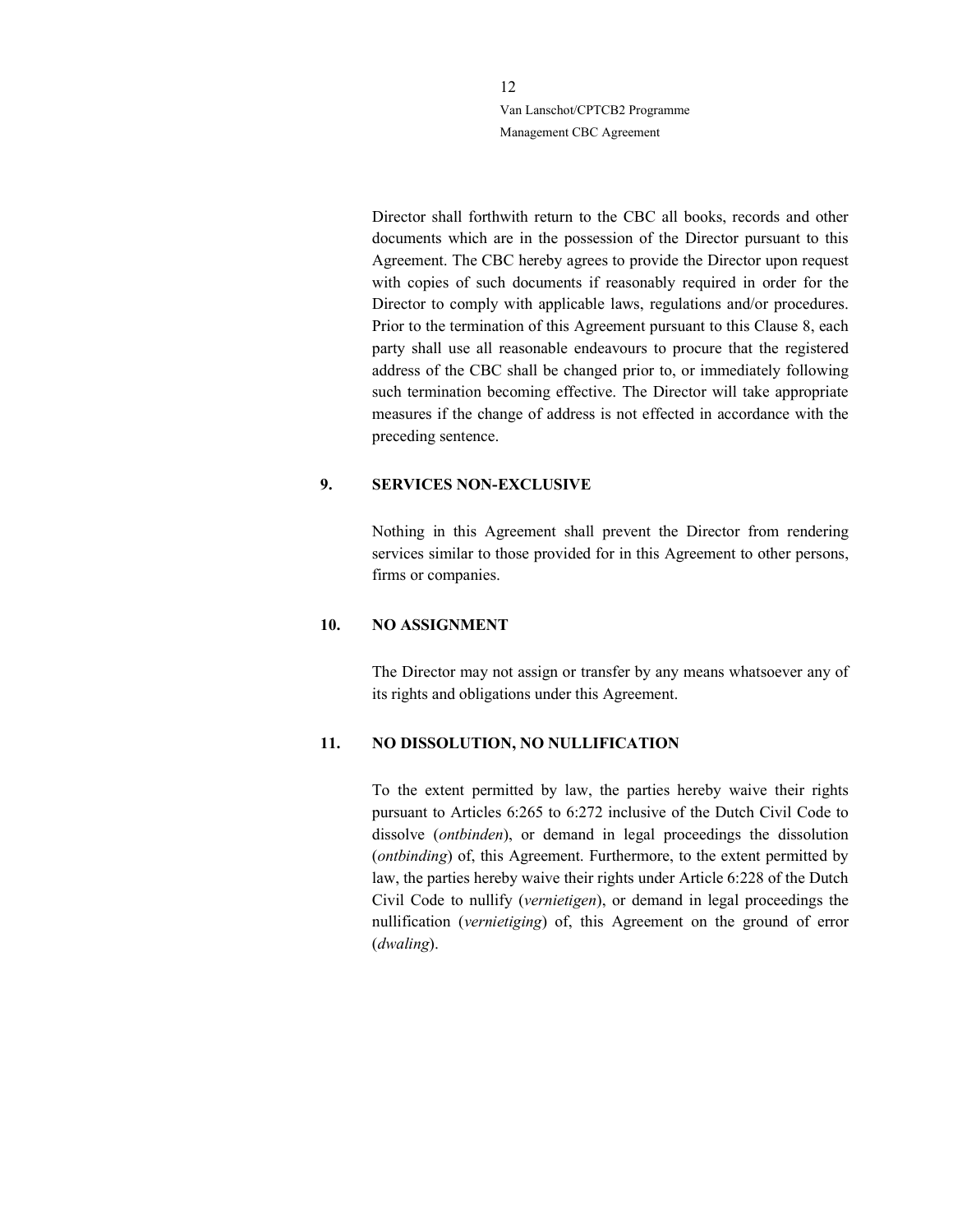Director shall forthwith return to the CBC all books, records and other documents which are in the possession of the Director pursuant to this Agreement. The CBC hereby agrees to provide the Director upon request with copies of such documents if reasonably required in order for the Director to comply with applicable laws, regulations and/or procedures. Prior to the termination of this Agreement pursuant to this Clause 8, each party shall use all reasonable endeavours to procure that the registered address of the CBC shall be changed prior to, or immediately following such termination becoming effective. The Director will take appropriate measures if the change of address is not effected in accordance with the preceding sentence.

## 9. SERVICES NON-EXCLUSIVE

Nothing in this Agreement shall prevent the Director from rendering services similar to those provided for in this Agreement to other persons, firms or companies.

## 10. NO ASSIGNMENT

The Director may not assign or transfer by any means whatsoever any of its rights and obligations under this Agreement.

## 11. NO DISSOLUTION, NO NULLIFICATION

To the extent permitted by law, the parties hereby waive their rights pursuant to Articles 6:265 to 6:272 inclusive of the Dutch Civil Code to dissolve (*ontbinden*), or demand in legal proceedings the dissolution (*ontbinding*) of, this Agreement. Furthermore, to the extent permitted by law, the parties hereby waive their rights under Article 6:228 of the Dutch Civil Code to nullify (*vernietigen*), or demand in legal proceedings the nullification (*vernietiging*) of, this Agreement on the ground of error (*dwaling*).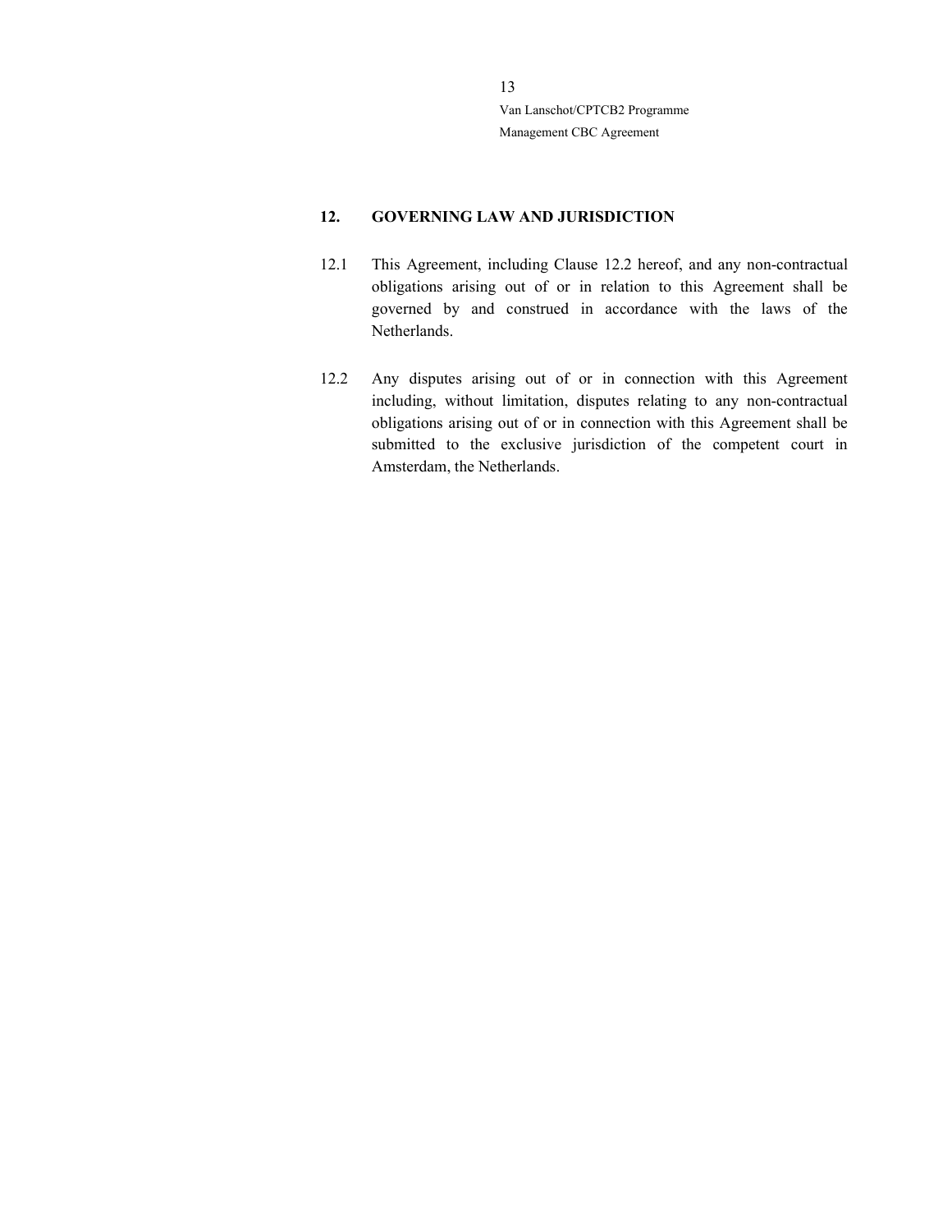## 12. GOVERNING LAW AND JURISDICTION

12.1 This Agreement, including Clause 12.2 hereof, and any non-contractual obligations arising out of or in relation to this Agreement shall be governed by and construed in accordance with the laws of the Netherlands.

12.2 Any disputes arising out of or in connection with this Agreement including, without limitation, disputes relating to any non-contractual obligations arising out of or in connection with this Agreement shall be submitted to the exclusive jurisdiction of the competent court in Amsterdam, the Netherlands.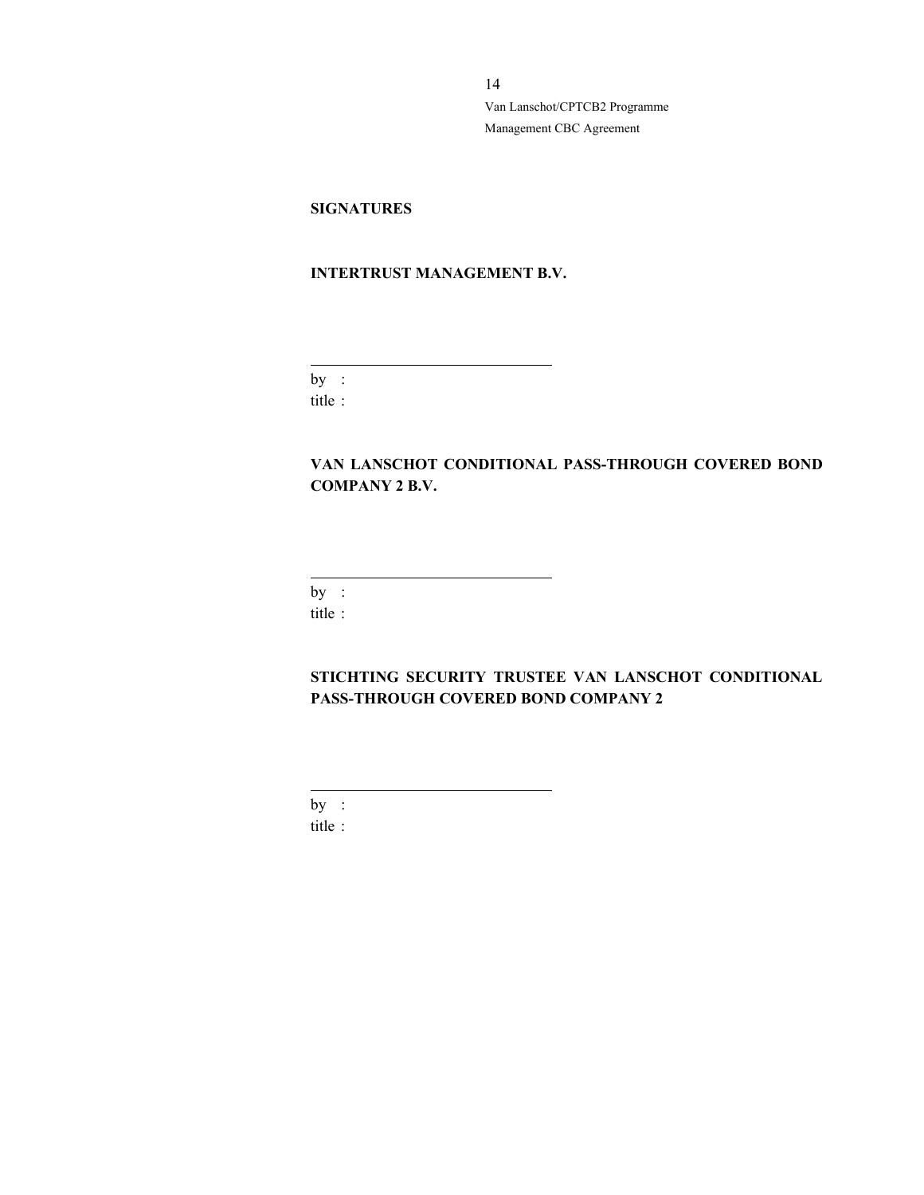**SIGNATURES**

**INTERTRUST MANAGEMENT B.V.**

\_\_\_\_\_\_\_\_\_\_\_\_\_\_\_\_\_\_\_\_\_\_\_\_\_\_\_\_\_\_\_\_

by :

title :

**VAN LANSCHOT CONDITIONAL PASS-THROUGH COVERED BOND COMPANY 2 B.V.**

\_\_\_\_\_\_\_\_\_\_\_\_\_\_\_\_\_\_\_\_\_\_\_\_\_\_\_\_\_\_\_\_

by :

title :

**STICHTING SECURITY TRUSTEE VAN LANSCHOT CONDITIONAL PASS-THROUGH COVERED BOND COMPANY 2**

\_\_\_\_\_\_\_\_\_\_\_\_\_\_\_\_\_\_\_\_\_\_\_\_\_\_\_\_\_\_\_\_

by :

title :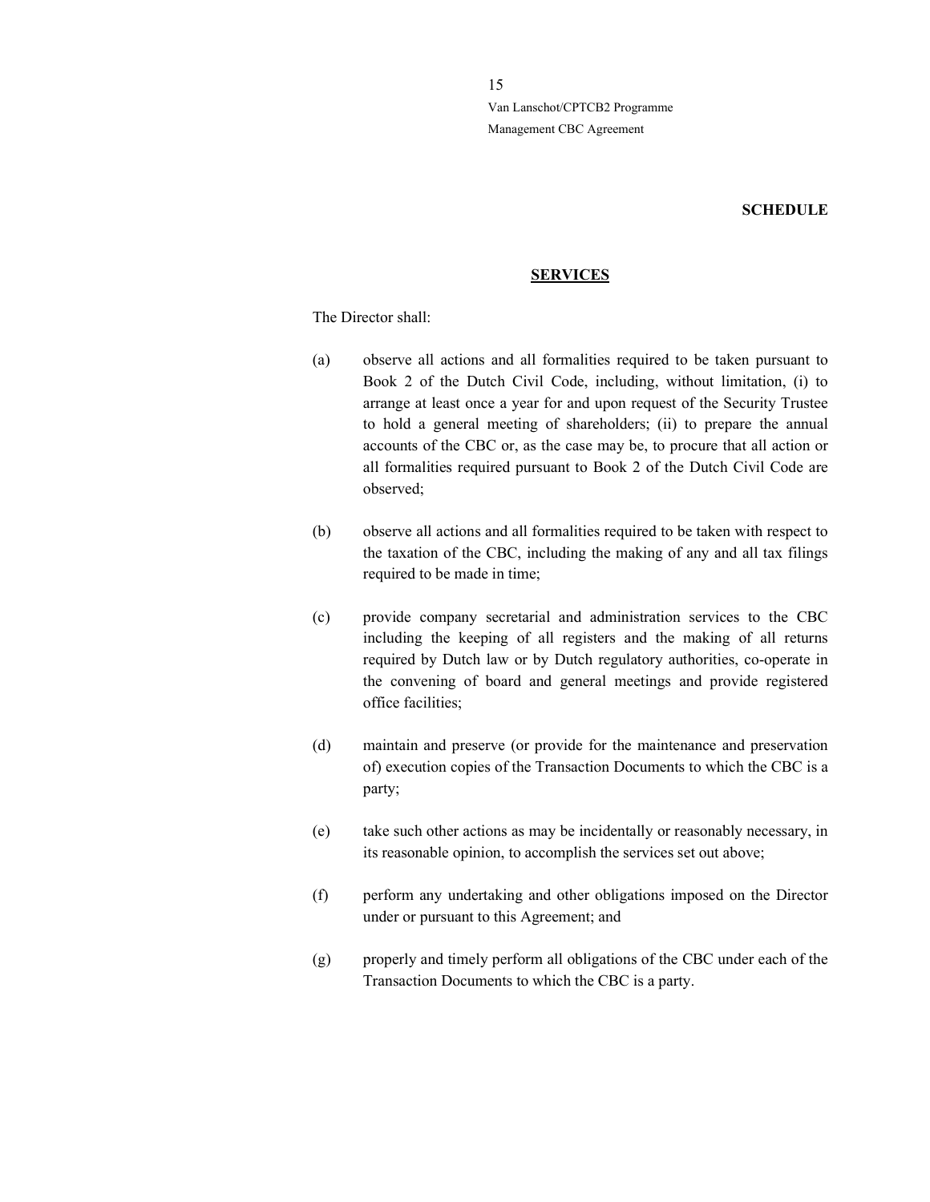**SCHEDULE**

**SERVICES**

The Director shall:

(a) observe all actions and all formalities required to be taken pursuant to Book 2 of the Dutch Civil Code, including, without limitation, (i) to arrange at least once a year for and upon request of the Security Trustee to hold a general meeting of shareholders; (ii) to prepare the annual accounts of the CBC or, as the case may be, to procure that all action or all formalities required pursuant to Book 2 of the Dutch Civil Code are observed;

(b) observe all actions and all formalities required to be taken with respect to the taxation of the CBC, including the making of any and all tax filings required to be made in time;

(c) provide company secretarial and administration services to the CBC including the keeping of all registers and the making of all returns required by Dutch law or by Dutch regulatory authorities, co-operate in the convening of board and general meetings and provide registered office facilities;

(d) maintain and preserve (or provide for the maintenance and preservation of) execution copies of the Transaction Documents to which the CBC is a party;

(e) take such other actions as may be incidentally or reasonably necessary, in its reasonable opinion, to accomplish the services set out above;

(f) perform any undertaking and other obligations imposed on the Director under or pursuant to this Agreement; and

(g) properly and timely perform all obligations of the CBC under each of the Transaction Documents to which the CBC is a party.